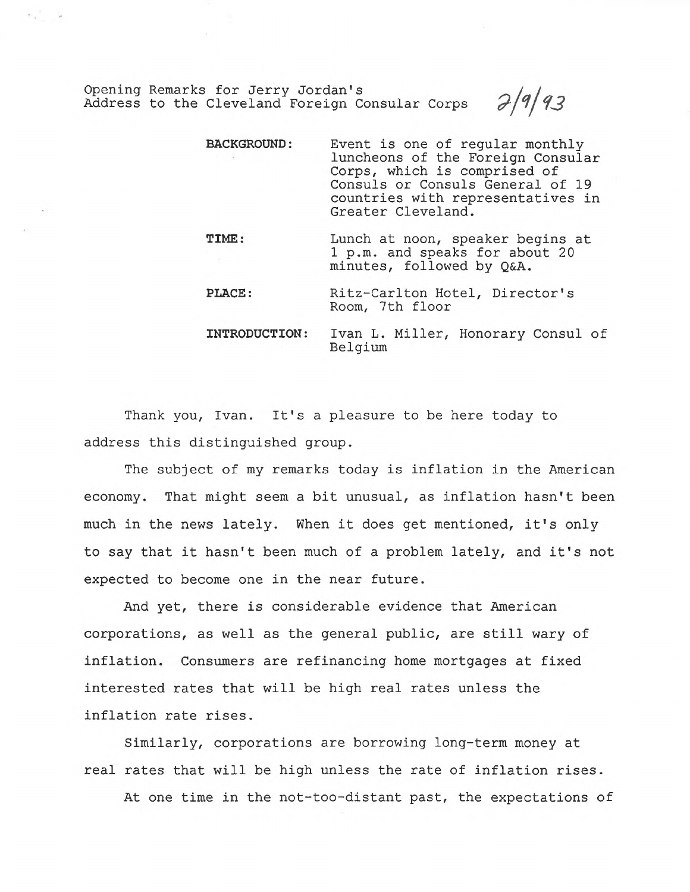Opening Remarks for Jerry Jordan's
Address to the Cleveland Foreign Consular Corps 2/9/93

| | |
|---|---|
| **BACKGROUND:** | Event is one of regular monthly luncheons of the Foreign Consular Corps, which is comprised of Consuls or Consuls General of 19 countries with representatives in Greater Cleveland. |
| **TIME:** | Lunch at noon, speaker begins at 1 p.m. and speaks for about 20 minutes, followed by Q&A. |
| **PLACE:** | Ritz-Carlton Hotel, Director's Room, 7th floor |
| **INTRODUCTION:** | Ivan L. Miller, Honorary Consul of Belgium |

Thank you, Ivan. It's a pleasure to be here today to address this distinguished group.

The subject of my remarks today is inflation in the American economy. That might seem a bit unusual, as inflation hasn't been much in the news lately. When it does get mentioned, it's only to say that it hasn't been much of a problem lately, and it's not expected to become one in the near future.

And yet, there is considerable evidence that American corporations, as well as the general public, are still wary of inflation. Consumers are refinancing home mortgages at fixed interested rates that will be high real rates unless the inflation rate rises.

Similarly, corporations are borrowing long-term money at real rates that will be high unless the rate of inflation rises.

At one time in the not-too-distant past, the expectations of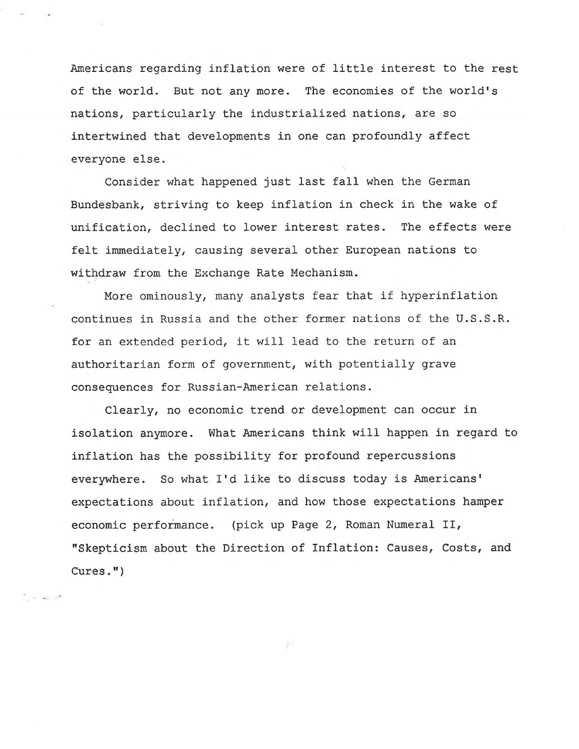Americans regarding inflation were of little interest to the rest of the world. But not any more. The economies of the world's nations, particularly the industrialized nations, are so intertwined that developments in one can profoundly affect everyone else.

Consider what happened just last fall when the German Bundesbank, striving to keep inflation in check in the wake of unification, declined to lower interest rates. The effects were felt immediately, causing several other European nations to withdraw from the Exchange Rate Mechanism.

More ominously, many analysts fear that if hyperinflation continues in Russia and the other former nations of the U.S.S.R. for an extended period, it will lead to the return of an authoritarian form of government, with potentially grave consequences for Russian-American relations.

Clearly, no economic trend or development can occur in isolation anymore. What Americans think will happen in regard to inflation has the possibility for profound repercussions everywhere. So what I'd like to discuss today is Americans' expectations about inflation, and how those expectations hamper economic performance. (pick up Page 2, Roman Numeral II, "Skepticism about the Direction of Inflation: Causes, Costs, and Cures.")